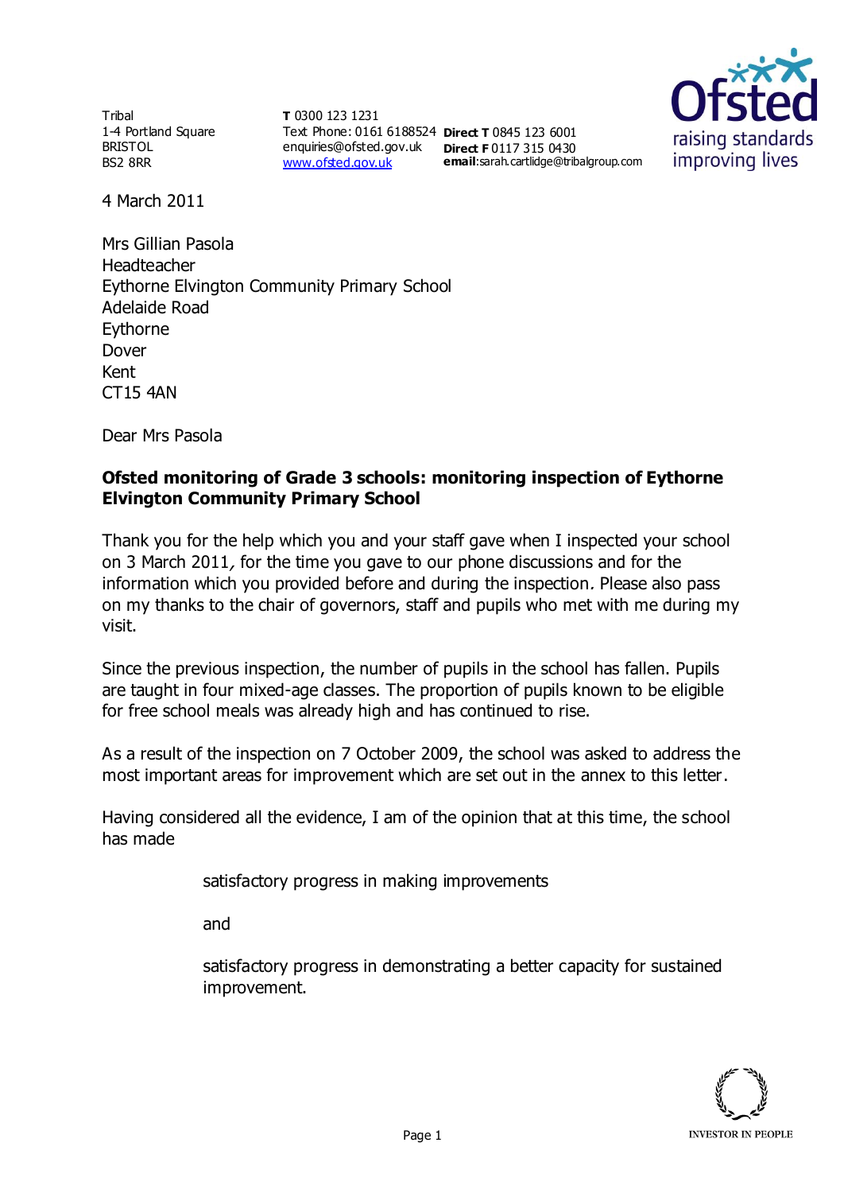Tribal
1-4 Portland Square
BRISTOL
BS2 8RR

**T** 0300 123 1231
Text Phone: 0161 6188524
enquiries@ofsted.gov.uk
[www.ofsted.gov.uk](http://www.ofsted.gov.uk)

**Direct T** 0845 123 6001
**Direct F** 0117 315 0430
**email**:sarah.cartlidge@tribalgroup.com

4 March 2011

Mrs Gillian Pasola
Headteacher
Eythorne Elvington Community Primary School
Adelaide Road
Eythorne
Dover
Kent
CT15 4AN

Dear Mrs Pasola

**Ofsted monitoring of Grade 3 schools: monitoring inspection of Eythorne Elvington Community Primary School**

Thank you for the help which you and your staff gave when I inspected your school on 3 March 2011, for the time you gave to our phone discussions and for the information which you provided before and during the inspection. Please also pass on my thanks to the chair of governors, staff and pupils who met with me during my visit.

Since the previous inspection, the number of pupils in the school has fallen. Pupils are taught in four mixed-age classes. The proportion of pupils known to be eligible for free school meals was already high and has continued to rise.

As a result of the inspection on 7 October 2009, the school was asked to address the most important areas for improvement which are set out in the annex to this letter.

Having considered all the evidence, I am of the opinion that at this time, the school has made

satisfactory progress in making improvements

and

satisfactory progress in demonstrating a better capacity for sustained improvement.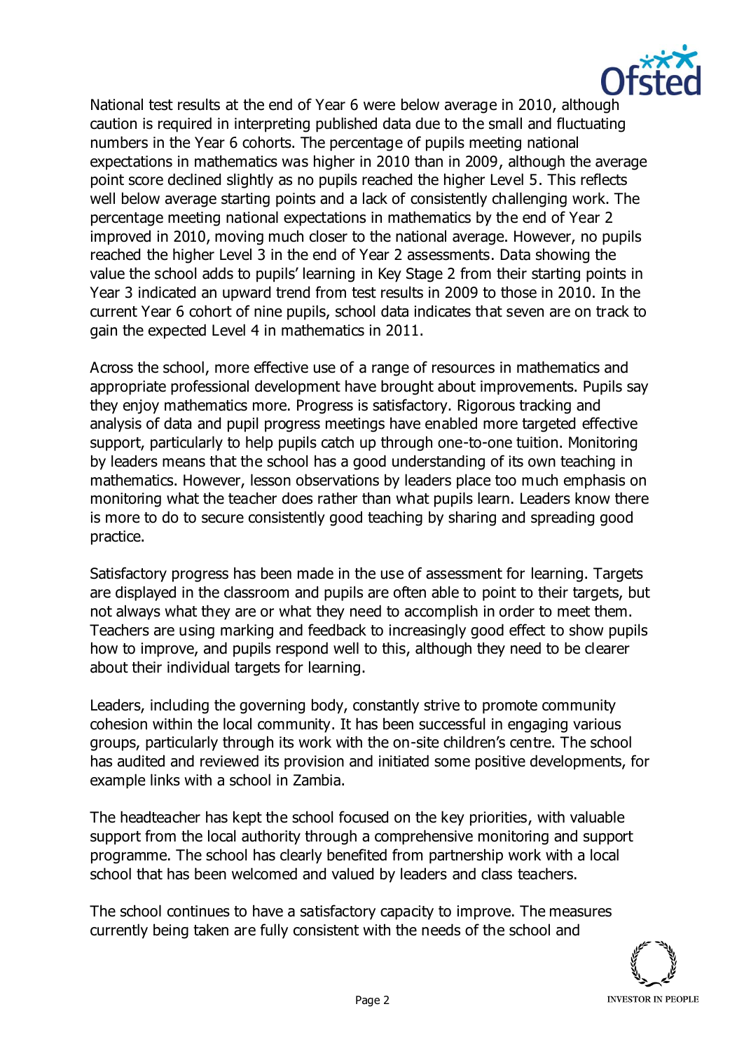National test results at the end of Year 6 were below average in 2010, although caution is required in interpreting published data due to the small and fluctuating numbers in the Year 6 cohorts. The percentage of pupils meeting national expectations in mathematics was higher in 2010 than in 2009, although the average point score declined slightly as no pupils reached the higher Level 5. This reflects well below average starting points and a lack of consistently challenging work. The percentage meeting national expectations in mathematics by the end of Year 2 improved in 2010, moving much closer to the national average. However, no pupils reached the higher Level 3 in the end of Year 2 assessments. Data showing the value the school adds to pupils' learning in Key Stage 2 from their starting points in Year 3 indicated an upward trend from test results in 2009 to those in 2010. In the current Year 6 cohort of nine pupils, school data indicates that seven are on track to gain the expected Level 4 in mathematics in 2011.

Across the school, more effective use of a range of resources in mathematics and appropriate professional development have brought about improvements. Pupils say they enjoy mathematics more. Progress is satisfactory. Rigorous tracking and analysis of data and pupil progress meetings have enabled more targeted effective support, particularly to help pupils catch up through one-to-one tuition. Monitoring by leaders means that the school has a good understanding of its own teaching in mathematics. However, lesson observations by leaders place too much emphasis on monitoring what the teacher does rather than what pupils learn. Leaders know there is more to do to secure consistently good teaching by sharing and spreading good practice.

Satisfactory progress has been made in the use of assessment for learning. Targets are displayed in the classroom and pupils are often able to point to their targets, but not always what they are or what they need to accomplish in order to meet them. Teachers are using marking and feedback to increasingly good effect to show pupils how to improve, and pupils respond well to this, although they need to be clearer about their individual targets for learning.

Leaders, including the governing body, constantly strive to promote community cohesion within the local community. It has been successful in engaging various groups, particularly through its work with the on-site children's centre. The school has audited and reviewed its provision and initiated some positive developments, for example links with a school in Zambia.

The headteacher has kept the school focused on the key priorities, with valuable support from the local authority through a comprehensive monitoring and support programme. The school has clearly benefited from partnership work with a local school that has been welcomed and valued by leaders and class teachers.

The school continues to have a satisfactory capacity to improve. The measures currently being taken are fully consistent with the needs of the school and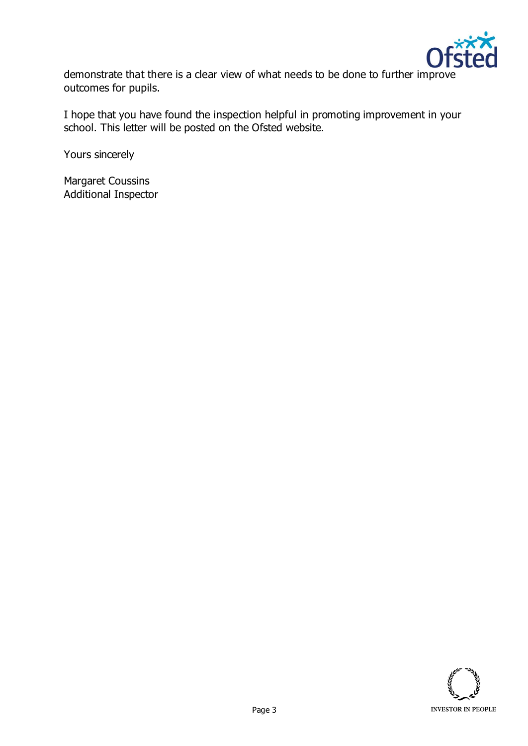demonstrate that there is a clear view of what needs to be done to further improve outcomes for pupils.

I hope that you have found the inspection helpful in promoting improvement in your school. This letter will be posted on the Ofsted website.

Yours sincerely

Margaret Coussins
Additional Inspector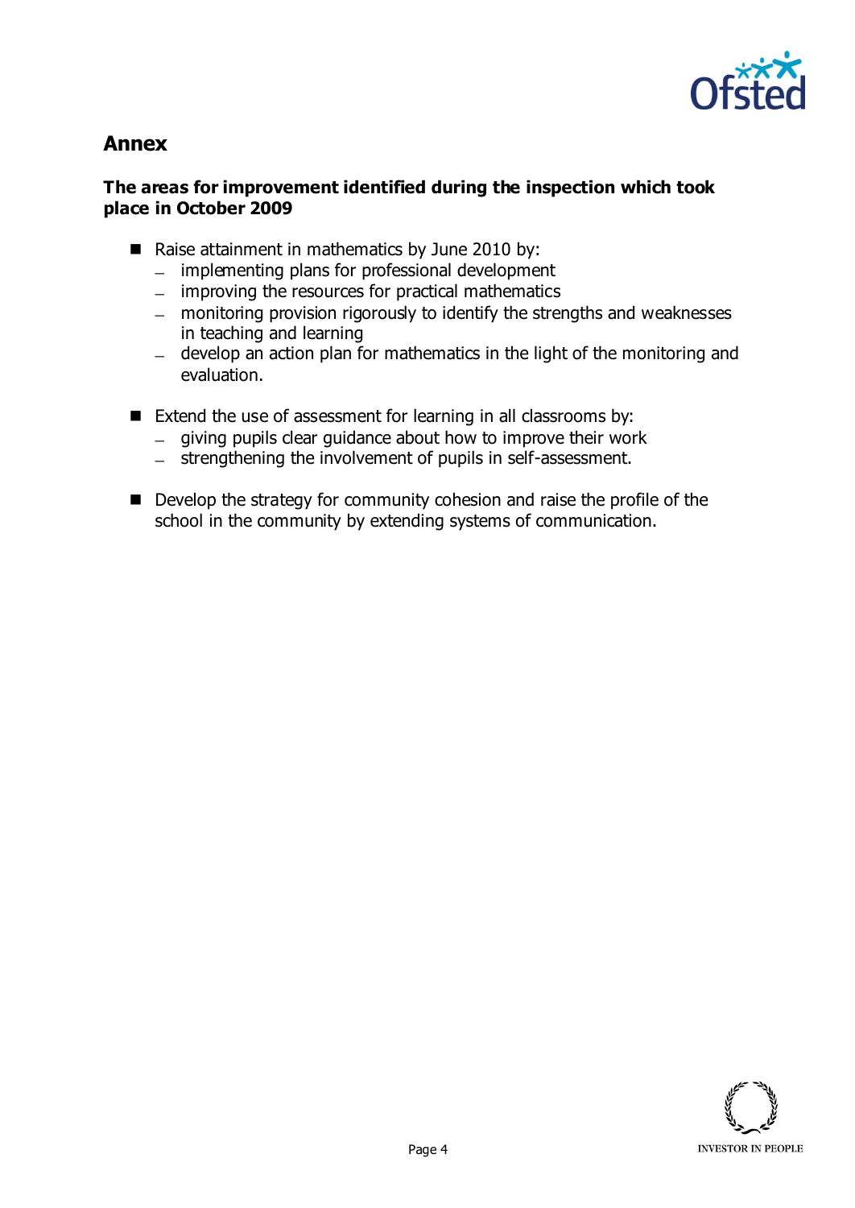## Annex

**The areas for improvement identified during the inspection which took place in October 2009**

- Raise attainment in mathematics by June 2010 by:
  - implementing plans for professional development
  - improving the resources for practical mathematics
  - monitoring provision rigorously to identify the strengths and weaknesses in teaching and learning
  - develop an action plan for mathematics in the light of the monitoring and evaluation.
- Extend the use of assessment for learning in all classrooms by:
  - giving pupils clear guidance about how to improve their work
  - strengthening the involvement of pupils in self-assessment.
- Develop the strategy for community cohesion and raise the profile of the school in the community by extending systems of communication.